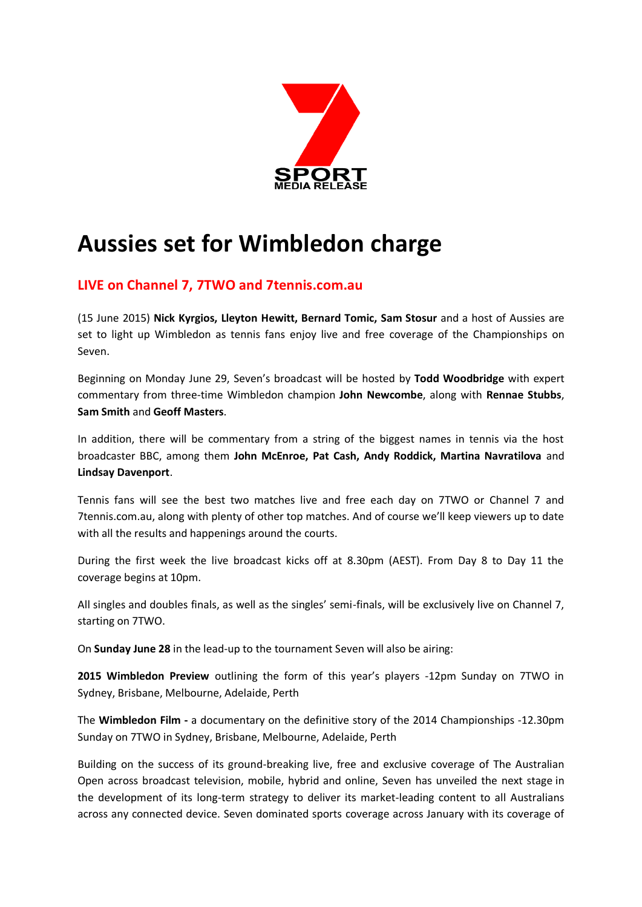# Aussies set for Wimbledon charge

## LIVE on Channel 7, 7TWO and 7tennis.com.au

(15 June 2015) **Nick Kyrgios, Lleyton Hewitt, Bernard Tomic, Sam Stosur** and a host of Aussies are set to light up Wimbledon as tennis fans enjoy live and free coverage of the Championships on Seven.

Beginning on Monday June 29, Seven's broadcast will be hosted by **Todd Woodbridge** with expert commentary from three-time Wimbledon champion **John Newcombe**, along with **Rennae Stubbs**, **Sam Smith** and **Geoff Masters**.

In addition, there will be commentary from a string of the biggest names in tennis via the host broadcaster BBC, among them **John McEnroe, Pat Cash, Andy Roddick, Martina Navratilova** and **Lindsay Davenport**.

Tennis fans will see the best two matches live and free each day on 7TWO or Channel 7 and 7tennis.com.au, along with plenty of other top matches. And of course we'll keep viewers up to date with all the results and happenings around the courts.

During the first week the live broadcast kicks off at 8.30pm (AEST). From Day 8 to Day 11 the coverage begins at 10pm.

All singles and doubles finals, as well as the singles' semi-finals, will be exclusively live on Channel 7, starting on 7TWO.

On **Sunday June 28** in the lead-up to the tournament Seven will also be airing:

**2015 Wimbledon Preview** outlining the form of this year's players -12pm Sunday on 7TWO in Sydney, Brisbane, Melbourne, Adelaide, Perth

The **Wimbledon Film -** a documentary on the definitive story of the 2014 Championships -12.30pm Sunday on 7TWO in Sydney, Brisbane, Melbourne, Adelaide, Perth

Building on the success of its ground-breaking live, free and exclusive coverage of The Australian Open across broadcast television, mobile, hybrid and online, Seven has unveiled the next stage in the development of its long-term strategy to deliver its market-leading content to all Australians across any connected device. Seven dominated sports coverage across January with its coverage of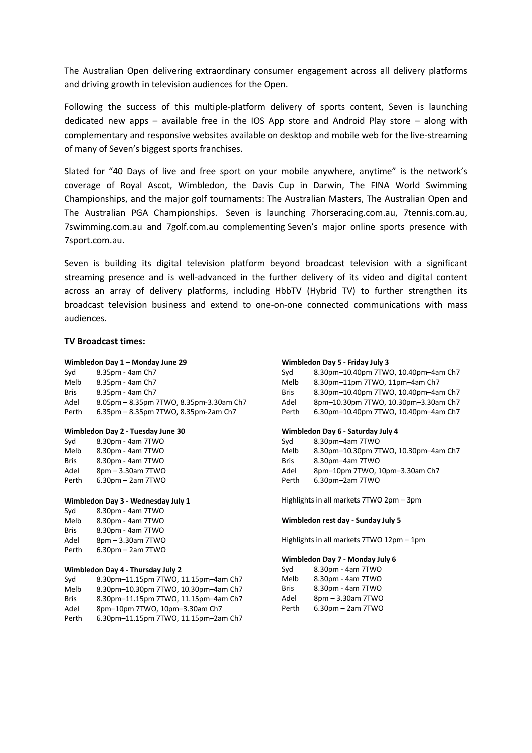The Australian Open delivering extraordinary consumer engagement across all delivery platforms and driving growth in television audiences for the Open.

Following the success of this multiple-platform delivery of sports content, Seven is launching dedicated new apps – available free in the IOS App store and Android Play store – along with complementary and responsive websites available on desktop and mobile web for the live-streaming of many of Seven's biggest sports franchises.

Slated for "40 Days of live and free sport on your mobile anywhere, anytime" is the network's coverage of Royal Ascot, Wimbledon, the Davis Cup in Darwin, The FINA World Swimming Championships, and the major golf tournaments: The Australian Masters, The Australian Open and The Australian PGA Championships. Seven is launching 7horseracing.com.au, 7tennis.com.au, 7swimming.com.au and 7golf.com.au complementing Seven's major online sports presence with 7sport.com.au.

Seven is building its digital television platform beyond broadcast television with a significant streaming presence and is well-advanced in the further delivery of its video and digital content across an array of delivery platforms, including HbbTV (Hybrid TV) to further strengthen its broadcast television business and extend to one-on-one connected communications with mass audiences.

**TV Broadcast times:**

**Wimbledon Day 1 – Monday June 29**

| | |
|---|---|
| Syd | 8.35pm - 4am Ch7 |
| Melb | 8.35pm - 4am Ch7 |
| Bris | 8.35pm - 4am Ch7 |
| Adel | 8.05pm – 8.35pm 7TWO, 8.35pm-3.30am Ch7 |
| Perth | 6.35pm – 8.35pm 7TWO, 8.35pm-2am Ch7 |

**Wimbledon Day 2 - Tuesday June 30**

| | |
|---|---|
| Syd | 8.30pm - 4am 7TWO |
| Melb | 8.30pm - 4am 7TWO |
| Bris | 8.30pm - 4am 7TWO |
| Adel | 8pm – 3.30am 7TWO |
| Perth | 6.30pm – 2am 7TWO |

**Wimbledon Day 3 - Wednesday July 1**

| | |
|---|---|
| Syd | 8.30pm - 4am 7TWO |
| Melb | 8.30pm - 4am 7TWO |
| Bris | 8.30pm - 4am 7TWO |
| Adel | 8pm – 3.30am 7TWO |
| Perth | 6.30pm – 2am 7TWO |

**Wimbledon Day 4 - Thursday July 2**

| | |
|---|---|
| Syd | 8.30pm–11.15pm 7TWO, 11.15pm–4am Ch7 |
| Melb | 8.30pm–10.30pm 7TWO, 10.30pm–4am Ch7 |
| Bris | 8.30pm–11.15pm 7TWO, 11.15pm–4am Ch7 |
| Adel | 8pm–10pm 7TWO, 10pm–3.30am Ch7 |
| Perth | 6.30pm–11.15pm 7TWO, 11.15pm–2am Ch7 |

**Wimbledon Day 5 - Friday July 3**

| | |
|---|---|
| Syd | 8.30pm–10.40pm 7TWO, 10.40pm–4am Ch7 |
| Melb | 8.30pm–11pm 7TWO, 11pm–4am Ch7 |
| Bris | 8.30pm–10.40pm 7TWO, 10.40pm–4am Ch7 |
| Adel | 8pm–10.30pm 7TWO, 10.30pm–3.30am Ch7 |
| Perth | 6.30pm–10.40pm 7TWO, 10.40pm–4am Ch7 |

**Wimbledon Day 6 - Saturday July 4**

| | |
|---|---|
| Syd | 8.30pm–4am 7TWO |
| Melb | 8.30pm–10.30pm 7TWO, 10.30pm–4am Ch7 |
| Bris | 8.30pm–4am 7TWO |
| Adel | 8pm–10pm 7TWO, 10pm–3.30am Ch7 |
| Perth | 6.30pm–2am 7TWO |

Highlights in all markets 7TWO 2pm – 3pm

**Wimbledon rest day - Sunday July 5**

Highlights in all markets 7TWO 12pm – 1pm

**Wimbledon Day 7 - Monday July 6**

| | |
|---|---|
| Syd | 8.30pm - 4am 7TWO |
| Melb | 8.30pm - 4am 7TWO |
| Bris | 8.30pm - 4am 7TWO |
| Adel | 8pm – 3.30am 7TWO |
| Perth | 6.30pm – 2am 7TWO |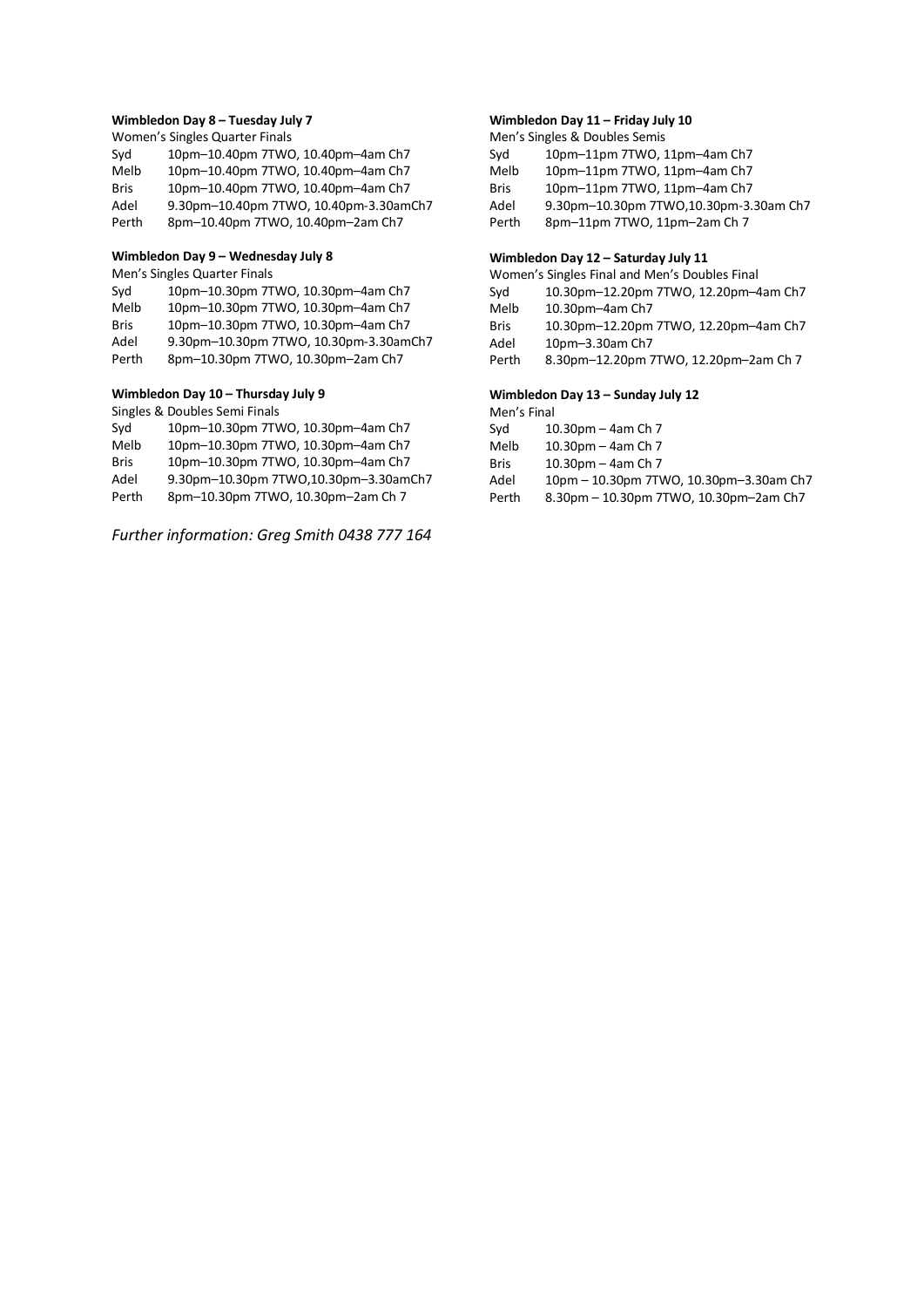**Wimbledon Day 8 – Tuesday July 7**

Women's Singles Quarter Finals

| | |
|---|---|
| Syd | 10pm–10.40pm 7TWO, 10.40pm–4am Ch7 |
| Melb | 10pm–10.40pm 7TWO, 10.40pm–4am Ch7 |
| Bris | 10pm–10.40pm 7TWO, 10.40pm–4am Ch7 |
| Adel | 9.30pm–10.40pm 7TWO, 10.40pm-3.30amCh7 |
| Perth | 8pm–10.40pm 7TWO, 10.40pm–2am Ch7 |

**Wimbledon Day 9 – Wednesday July 8**

Men's Singles Quarter Finals

| | |
|---|---|
| Syd | 10pm–10.30pm 7TWO, 10.30pm–4am Ch7 |
| Melb | 10pm–10.30pm 7TWO, 10.30pm–4am Ch7 |
| Bris | 10pm–10.30pm 7TWO, 10.30pm–4am Ch7 |
| Adel | 9.30pm–10.30pm 7TWO, 10.30pm-3.30amCh7 |
| Perth | 8pm–10.30pm 7TWO, 10.30pm–2am Ch7 |

**Wimbledon Day 10 – Thursday July 9**

Singles & Doubles Semi Finals

| | |
|---|---|
| Syd | 10pm–10.30pm 7TWO, 10.30pm–4am Ch7 |
| Melb | 10pm–10.30pm 7TWO, 10.30pm–4am Ch7 |
| Bris | 10pm–10.30pm 7TWO, 10.30pm–4am Ch7 |
| Adel | 9.30pm–10.30pm 7TWO,10.30pm–3.30amCh7 |
| Perth | 8pm–10.30pm 7TWO, 10.30pm–2am Ch 7 |

*Further information: Greg Smith 0438 777 164*

**Wimbledon Day 11 – Friday July 10**

Men's Singles & Doubles Semis

| | |
|---|---|
| Syd | 10pm–11pm 7TWO, 11pm–4am Ch7 |
| Melb | 10pm–11pm 7TWO, 11pm–4am Ch7 |
| Bris | 10pm–11pm 7TWO, 11pm–4am Ch7 |
| Adel | 9.30pm–10.30pm 7TWO,10.30pm-3.30am Ch7 |
| Perth | 8pm–11pm 7TWO, 11pm–2am Ch 7 |

**Wimbledon Day 12 – Saturday July 11**

Women's Singles Final and Men's Doubles Final

| | |
|---|---|
| Syd | 10.30pm–12.20pm 7TWO, 12.20pm–4am Ch7 |
| Melb | 10.30pm–4am Ch7 |
| Bris | 10.30pm–12.20pm 7TWO, 12.20pm–4am Ch7 |
| Adel | 10pm–3.30am Ch7 |
| Perth | 8.30pm–12.20pm 7TWO, 12.20pm–2am Ch 7 |

**Wimbledon Day 13 – Sunday July 12**

Men's Final

| | |
|---|---|
| Syd | 10.30pm – 4am Ch 7 |
| Melb | 10.30pm – 4am Ch 7 |
| Bris | 10.30pm – 4am Ch 7 |
| Adel | 10pm – 10.30pm 7TWO, 10.30pm–3.30am Ch7 |
| Perth | 8.30pm – 10.30pm 7TWO, 10.30pm–2am Ch7 |